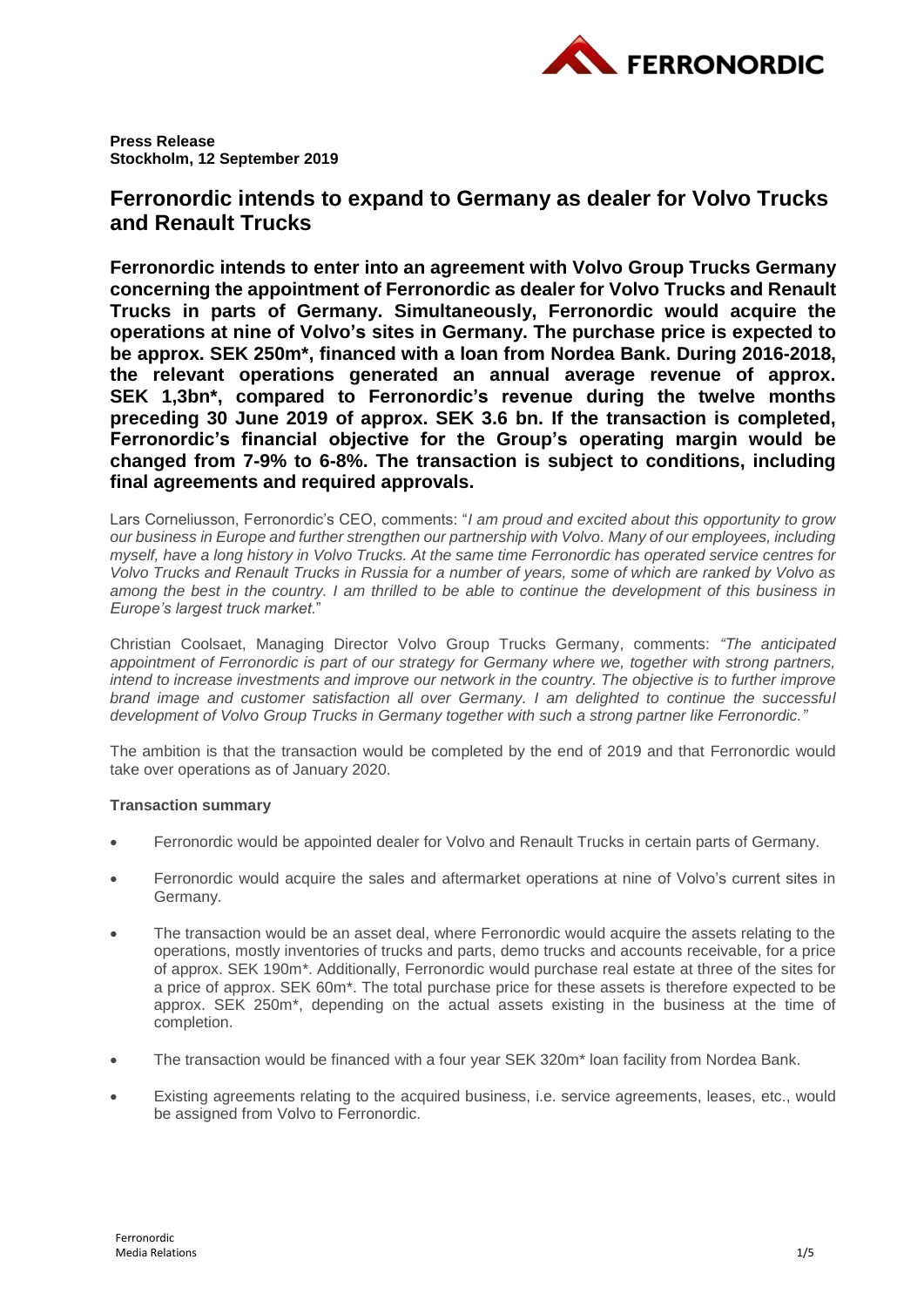**Press Release**
**Stockholm, 12 September 2019**

# Ferronordic intends to expand to Germany as dealer for Volvo Trucks and Renault Trucks

**Ferronordic intends to enter into an agreement with Volvo Group Trucks Germany concerning the appointment of Ferronordic as dealer for Volvo Trucks and Renault Trucks in parts of Germany. Simultaneously, Ferronordic would acquire the operations at nine of Volvo's sites in Germany. The purchase price is expected to be approx. SEK 250m*, financed with a loan from Nordea Bank. During 2016-2018, the relevant operations generated an annual average revenue of approx. SEK 1,3bn*, compared to Ferronordic's revenue during the twelve months preceding 30 June 2019 of approx. SEK 3.6 bn. If the transaction is completed, Ferronordic's financial objective for the Group's operating margin would be changed from 7-9% to 6-8%. The transaction is subject to conditions, including final agreements and required approvals.**

Lars Corneliusson, Ferronordic's CEO, comments: "*I am proud and excited about this opportunity to grow our business in Europe and further strengthen our partnership with Volvo. Many of our employees, including myself, have a long history in Volvo Trucks. At the same time Ferronordic has operated service centres for Volvo Trucks and Renault Trucks in Russia for a number of years, some of which are ranked by Volvo as among the best in the country. I am thrilled to be able to continue the development of this business in Europe's largest truck market.*"

Christian Coolsaet, Managing Director Volvo Group Trucks Germany, comments: *"The anticipated appointment of Ferronordic is part of our strategy for Germany where we, together with strong partners, intend to increase investments and improve our network in the country. The objective is to further improve brand image and customer satisfaction all over Germany. I am delighted to continue the successful development of Volvo Group Trucks in Germany together with such a strong partner like Ferronordic."*

The ambition is that the transaction would be completed by the end of 2019 and that Ferronordic would take over operations as of January 2020.

**Transaction summary**

- Ferronordic would be appointed dealer for Volvo and Renault Trucks in certain parts of Germany.
- Ferronordic would acquire the sales and aftermarket operations at nine of Volvo's current sites in Germany.
- The transaction would be an asset deal, where Ferronordic would acquire the assets relating to the operations, mostly inventories of trucks and parts, demo trucks and accounts receivable, for a price of approx. SEK 190m*. Additionally, Ferronordic would purchase real estate at three of the sites for a price of approx. SEK 60m*. The total purchase price for these assets is therefore expected to be approx. SEK 250m*, depending on the actual assets existing in the business at the time of completion.
- The transaction would be financed with a four year SEK 320m* loan facility from Nordea Bank.
- Existing agreements relating to the acquired business, i.e. service agreements, leases, etc., would be assigned from Volvo to Ferronordic.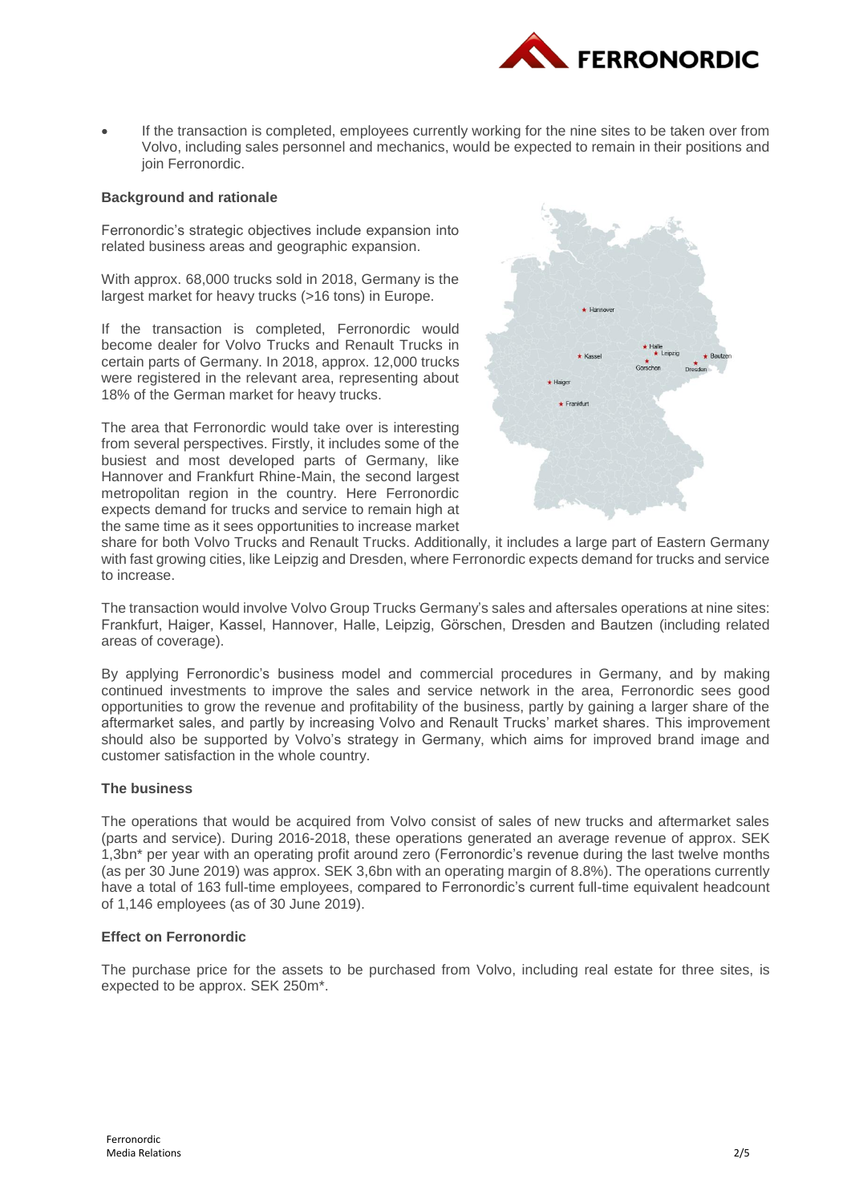- If the transaction is completed, employees currently working for the nine sites to be taken over from Volvo, including sales personnel and mechanics, would be expected to remain in their positions and join Ferronordic.

**Background and rationale**

Ferronordic's strategic objectives include expansion into related business areas and geographic expansion.

With approx. 68,000 trucks sold in 2018, Germany is the largest market for heavy trucks (>16 tons) in Europe.

If the transaction is completed, Ferronordic would become dealer for Volvo Trucks and Renault Trucks in certain parts of Germany. In 2018, approx. 12,000 trucks were registered in the relevant area, representing about 18% of the German market for heavy trucks.

The area that Ferronordic would take over is interesting from several perspectives. Firstly, it includes some of the busiest and most developed parts of Germany, like Hannover and Frankfurt Rhine-Main, the second largest metropolitan region in the country. Here Ferronordic expects demand for trucks and service to remain high at the same time as it sees opportunities to increase market share for both Volvo Trucks and Renault Trucks. Additionally, it includes a large part of Eastern Germany with fast growing cities, like Leipzig and Dresden, where Ferronordic expects demand for trucks and service to increase.

The transaction would involve Volvo Group Trucks Germany's sales and aftersales operations at nine sites: Frankfurt, Haiger, Kassel, Hannover, Halle, Leipzig, Görschen, Dresden and Bautzen (including related areas of coverage).

By applying Ferronordic's business model and commercial procedures in Germany, and by making continued investments to improve the sales and service network in the area, Ferronordic sees good opportunities to grow the revenue and profitability of the business, partly by gaining a larger share of the aftermarket sales, and partly by increasing Volvo and Renault Trucks' market shares. This improvement should also be supported by Volvo's strategy in Germany, which aims for improved brand image and customer satisfaction in the whole country.

**The business**

The operations that would be acquired from Volvo consist of sales of new trucks and aftermarket sales (parts and service). During 2016-2018, these operations generated an average revenue of approx. SEK 1,3bn* per year with an operating profit around zero (Ferronordic's revenue during the last twelve months (as per 30 June 2019) was approx. SEK 3,6bn with an operating margin of 8.8%). The operations currently have a total of 163 full-time employees, compared to Ferronordic's current full-time equivalent headcount of 1,146 employees (as of 30 June 2019).

**Effect on Ferronordic**

The purchase price for the assets to be purchased from Volvo, including real estate for three sites, is expected to be approx. SEK 250m*.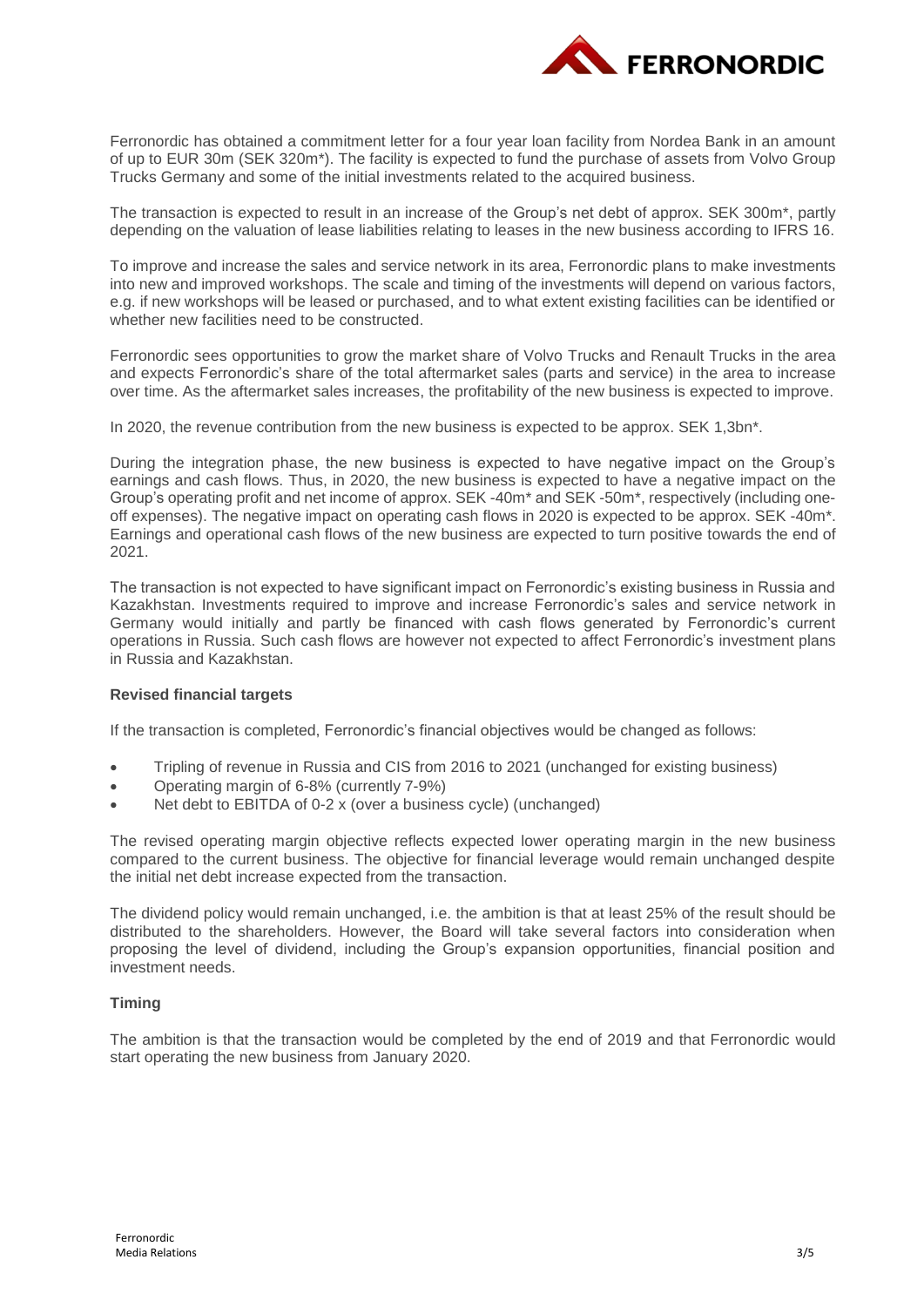Ferronordic has obtained a commitment letter for a four year loan facility from Nordea Bank in an amount of up to EUR 30m (SEK 320m*). The facility is expected to fund the purchase of assets from Volvo Group Trucks Germany and some of the initial investments related to the acquired business.

The transaction is expected to result in an increase of the Group's net debt of approx. SEK 300m*, partly depending on the valuation of lease liabilities relating to leases in the new business according to IFRS 16.

To improve and increase the sales and service network in its area, Ferronordic plans to make investments into new and improved workshops. The scale and timing of the investments will depend on various factors, e.g. if new workshops will be leased or purchased, and to what extent existing facilities can be identified or whether new facilities need to be constructed.

Ferronordic sees opportunities to grow the market share of Volvo Trucks and Renault Trucks in the area and expects Ferronordic's share of the total aftermarket sales (parts and service) in the area to increase over time. As the aftermarket sales increases, the profitability of the new business is expected to improve.

In 2020, the revenue contribution from the new business is expected to be approx. SEK 1,3bn*.

During the integration phase, the new business is expected to have negative impact on the Group's earnings and cash flows. Thus, in 2020, the new business is expected to have a negative impact on the Group's operating profit and net income of approx. SEK -40m* and SEK -50m*, respectively (including one-off expenses). The negative impact on operating cash flows in 2020 is expected to be approx. SEK -40m*. Earnings and operational cash flows of the new business are expected to turn positive towards the end of 2021.

The transaction is not expected to have significant impact on Ferronordic's existing business in Russia and Kazakhstan. Investments required to improve and increase Ferronordic's sales and service network in Germany would initially and partly be financed with cash flows generated by Ferronordic's current operations in Russia. Such cash flows are however not expected to affect Ferronordic's investment plans in Russia and Kazakhstan.

**Revised financial targets**

If the transaction is completed, Ferronordic's financial objectives would be changed as follows:

- Tripling of revenue in Russia and CIS from 2016 to 2021 (unchanged for existing business)
- Operating margin of 6-8% (currently 7-9%)
- Net debt to EBITDA of 0-2 x (over a business cycle) (unchanged)

The revised operating margin objective reflects expected lower operating margin in the new business compared to the current business. The objective for financial leverage would remain unchanged despite the initial net debt increase expected from the transaction.

The dividend policy would remain unchanged, i.e. the ambition is that at least 25% of the result should be distributed to the shareholders. However, the Board will take several factors into consideration when proposing the level of dividend, including the Group's expansion opportunities, financial position and investment needs.

**Timing**

The ambition is that the transaction would be completed by the end of 2019 and that Ferronordic would start operating the new business from January 2020.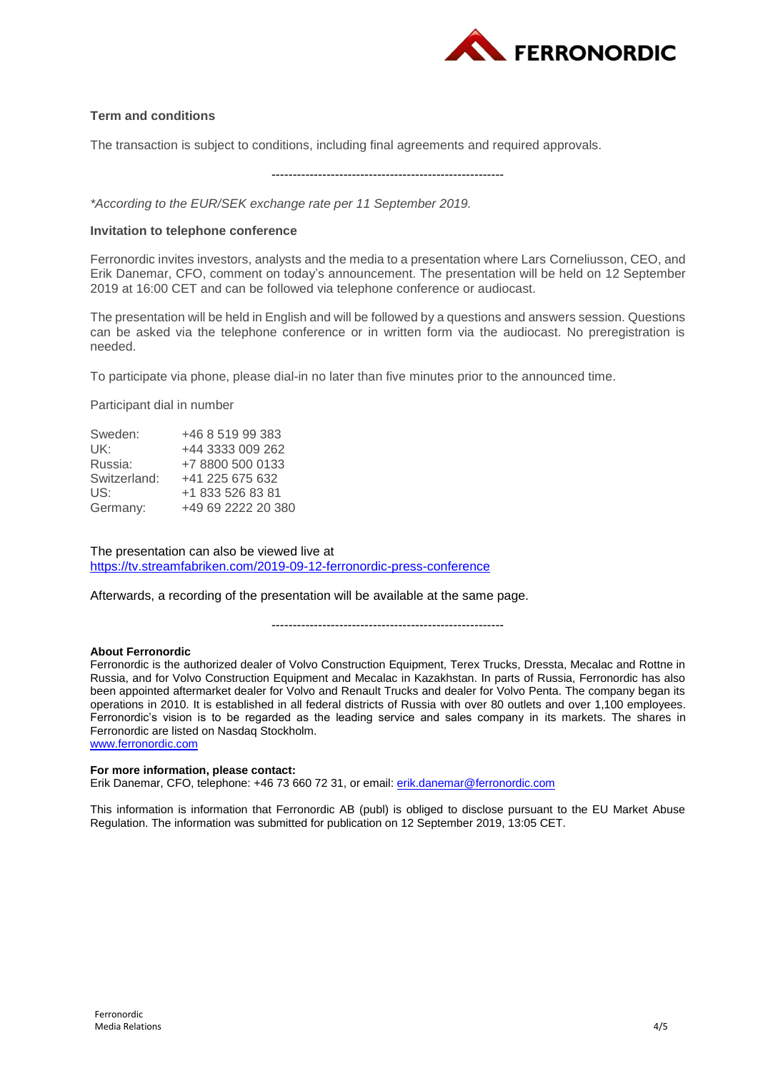**Term and conditions**

The transaction is subject to conditions, including final agreements and required approvals.

-------------------------------------------------------

*\*According to the EUR/SEK exchange rate per 11 September 2019.*

**Invitation to telephone conference**

Ferronordic invites investors, analysts and the media to a presentation where Lars Corneliusson, CEO, and Erik Danemar, CFO, comment on today's announcement. The presentation will be held on 12 September 2019 at 16:00 CET and can be followed via telephone conference or audiocast.

The presentation will be held in English and will be followed by a questions and answers session. Questions can be asked via the telephone conference or in written form via the audiocast. No preregistration is needed.

To participate via phone, please dial-in no later than five minutes prior to the announced time.

Participant dial in number

| | |
|---|---|
| Sweden: | +46 8 519 99 383 |
| UK: | +44 3333 009 262 |
| Russia: | +7 8800 500 0133 |
| Switzerland: | +41 225 675 632 |
| US: | +1 833 526 83 81 |
| Germany: | +49 69 2222 20 380 |

The presentation can also be viewed live at
https://tv.streamfabriken.com/2019-09-12-ferronordic-press-conference

Afterwards, a recording of the presentation will be available at the same page.

-------------------------------------------------------

**About Ferronordic**
Ferronordic is the authorized dealer of Volvo Construction Equipment, Terex Trucks, Dressta, Mecalac and Rottne in Russia, and for Volvo Construction Equipment and Mecalac in Kazakhstan. In parts of Russia, Ferronordic has also been appointed aftermarket dealer for Volvo and Renault Trucks and dealer for Volvo Penta. The company began its operations in 2010. It is established in all federal districts of Russia with over 80 outlets and over 1,100 employees. Ferronordic's vision is to be regarded as the leading service and sales company in its markets. The shares in Ferronordic are listed on Nasdaq Stockholm.
www.ferronordic.com

**For more information, please contact:**
Erik Danemar, CFO, telephone: +46 73 660 72 31, or email: erik.danemar@ferronordic.com

This information is information that Ferronordic AB (publ) is obliged to disclose pursuant to the EU Market Abuse Regulation. The information was submitted for publication on 12 September 2019, 13:05 CET.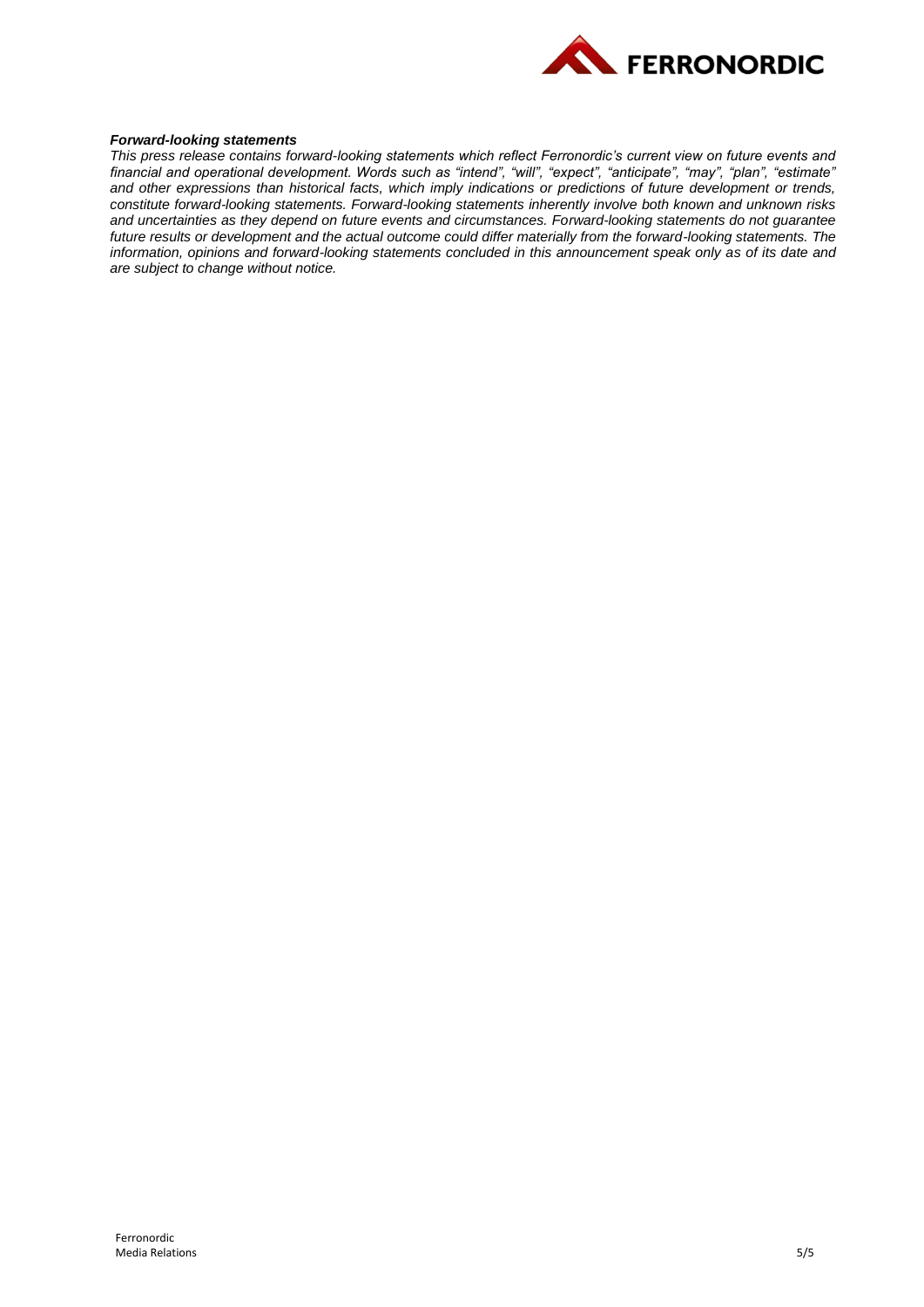***Forward-looking statements***

*This press release contains forward-looking statements which reflect Ferronordic's current view on future events and financial and operational development. Words such as "intend", "will", "expect", "anticipate", "may", "plan", "estimate" and other expressions than historical facts, which imply indications or predictions of future development or trends, constitute forward-looking statements. Forward-looking statements inherently involve both known and unknown risks and uncertainties as they depend on future events and circumstances. Forward-looking statements do not guarantee future results or development and the actual outcome could differ materially from the forward-looking statements. The information, opinions and forward-looking statements concluded in this announcement speak only as of its date and are subject to change without notice.*